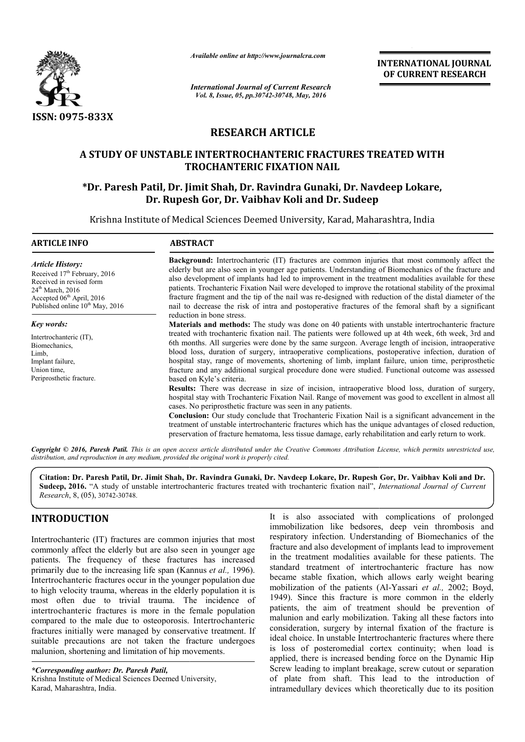ISSN: 0975-833X

*Available online at http://www.journalcra.com*

*International Journal of Current Research*
*Vol. 8, Issue, 05, pp.30742-30748, May, 2016*

**INTERNATIONAL JOURNAL OF CURRENT RESEARCH**

# RESEARCH ARTICLE

## A STUDY OF UNSTABLE INTERTROCHANTERIC FRACTURES TREATED WITH TROCHANTERIC FIXATION NAIL

**\*Dr. Paresh Patil, Dr. Jimit Shah, Dr. Ravindra Gunaki, Dr. Navdeep Lokare, Dr. Rupesh Gor, Dr. Vaibhav Koli and Dr. Sudeep**

Krishna Institute of Medical Sciences Deemed University, Karad, Maharashtra, India

### ARTICLE INFO

*Article History:*
Received 17th February, 2016
Received in revised form
24th March, 2016
Accepted 06th April, 2016
Published online 10th May, 2016

*Key words:*
Intertrochanteric (IT),
Biomechanics,
Limb,
Implant failure,
Union time,
Periprosthetic fracture.

### ABSTRACT

**Background:** Intertrochanteric (IT) fractures are common injuries that most commonly affect the elderly but are also seen in younger age patients. Understanding of Biomechanics of the fracture and also development of implants had led to improvement in the treatment modalities available for these patients. Trochanteric Fixation Nail were developed to improve the rotational stability of the proximal fracture fragment and the tip of the nail was re-designed with reduction of the distal diameter of the nail to decrease the risk of intra and postoperative fractures of the femoral shaft by a significant reduction in bone stress.

**Materials and methods:** The study was done on 40 patients with unstable intertrochanteric fracture treated with trochanteric fixation nail. The patients were followed up at 4th week, 6th week, 3rd and 6th months. All surgeries were done by the same surgeon. Average length of incision, intraoperative blood loss, duration of surgery, intraoperative complications, postoperative infection, duration of hospital stay, range of movements, shortening of limb, implant failure, union time, periprosthetic fracture and any additional surgical procedure done were studied. Functional outcome was assessed based on Kyle's criteria.

**Results:** There was decrease in size of incision, intraoperative blood loss, duration of surgery, hospital stay with Trochanteric Fixation Nail. Range of movement was good to excellent in almost all cases. No periprosthetic fracture was seen in any patients.

**Conclusion:** Our study conclude that Trochanteric Fixation Nail is a significant advancement in the treatment of unstable intertrochanteric fractures which has the unique advantages of closed reduction, preservation of fracture hematoma, less tissue damage, early rehabilitation and early return to work.

*Copyright © 2016, Paresh Patil. This is an open access article distributed under the Creative Commons Attribution License, which permits unrestricted use, distribution, and reproduction in any medium, provided the original work is properly cited.*

**Citation: Dr. Paresh Patil, Dr. Jimit Shah, Dr. Ravindra Gunaki, Dr. Navdeep Lokare, Dr. Rupesh Gor, Dr. Vaibhav Koli and Dr. Sudeep, 2016.** "A study of unstable intertrochanteric fractures treated with trochanteric fixation nail", *International Journal of Current Research*, 8, (05), 30742-30748.

## INTRODUCTION

Intertrochanteric (IT) fractures are common injuries that most commonly affect the elderly but are also seen in younger age patients. The frequency of these fractures has increased primarily due to the increasing life span (Kannus *et al.,* 1996). Intertrochanteric fractures occur in the younger population due to high velocity trauma, whereas in the elderly population it is most often due to trivial trauma. The incidence of intertrochanteric fractures is more in the female population compared to the male due to osteoporosis. Intertrochanteric fractures initially were managed by conservative treatment. If suitable precautions are not taken the fracture undergoes malunion, shortening and limitation of hip movements.

It is also associated with complications of prolonged immobilization like bedsores, deep vein thrombosis and respiratory infection. Understanding of Biomechanics of the fracture and also development of implants lead to improvement in the treatment modalities available for these patients. The standard treatment of intertrochanteric fracture has now became stable fixation, which allows early weight bearing mobilization of the patients (Al-Yassari *et al.,* 2002; Boyd, 1949). Since this fracture is more common in the elderly patients, the aim of treatment should be prevention of malunion and early mobilization. Taking all these factors into consideration, surgery by internal fixation of the fracture is ideal choice. In unstable Intertrochanteric fractures where there is loss of posteromedial cortex continuity; when load is applied, there is increased bending force on the Dynamic Hip Screw leading to implant breakage, screw cutout or separation of plate from shaft. This lead to the introduction of intramedullary devices which theoretically due to its position

*\*Corresponding author: Dr. Paresh Patil,*
Krishna Institute of Medical Sciences Deemed University, Karad, Maharashtra, India.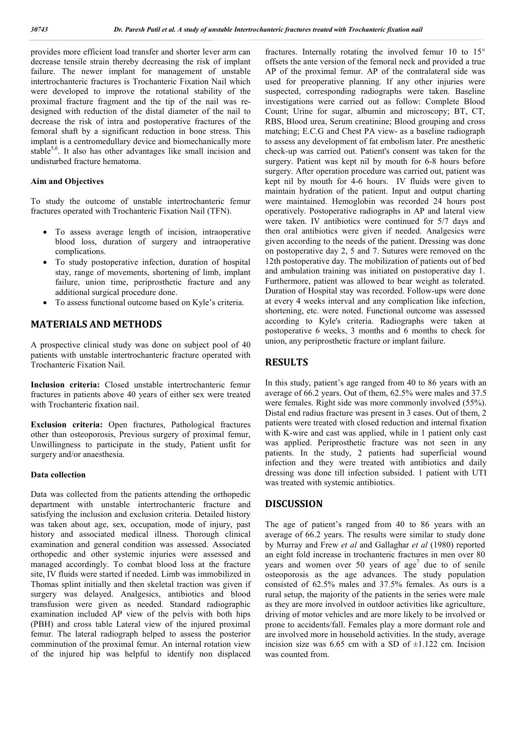provides more efficient load transfer and shorter lever arm can decrease tensile strain thereby decreasing the risk of implant failure. The newer implant for management of unstable intertrochanteric fractures is Trochanteric Fixation Nail which were developed to improve the rotational stability of the proximal fracture fragment and the tip of the nail was re-designed with reduction of the distal diameter of the nail to decrease the risk of intra and postoperative fractures of the femoral shaft by a significant reduction in bone stress. This implant is a centromedullary device and biomechanically more stable[5,6]. It also has other advantages like small incision and undisturbed fracture hematoma.

### Aim and Objectives

To study the outcome of unstable intertrochanteric femur fractures operated with Trochanteric Fixation Nail (TFN).

- To assess average length of incision, intraoperative blood loss, duration of surgery and intraoperative complications.
- To study postoperative infection, duration of hospital stay, range of movements, shortening of limb, implant failure, union time, periprosthetic fracture and any additional surgical procedure done.
- To assess functional outcome based on Kyle's criteria.

## MATERIALS AND METHODS

A prospective clinical study was done on subject pool of 40 patients with unstable intertrochanteric fracture operated with Trochanteric Fixation Nail.

**Inclusion criteria:** Closed unstable intertrochanteric femur fractures in patients above 40 years of either sex were treated with Trochanteric fixation nail.

**Exclusion criteria:** Open fractures, Pathological fractures other than osteoporosis, Previous surgery of proximal femur, Unwillingness to participate in the study, Patient unfit for surgery and/or anaesthesia.

### Data collection

Data was collected from the patients attending the orthopedic department with unstable intertrochanteric fracture and satisfying the inclusion and exclusion criteria. Detailed history was taken about age, sex, occupation, mode of injury, past history and associated medical illness. Thorough clinical examination and general condition was assessed. Associated orthopedic and other systemic injuries were assessed and managed accordingly. To combat blood loss at the fracture site, IV fluids were started if needed. Limb was immobilized in Thomas splint initially and then skeletal traction was given if surgery was delayed. Analgesics, antibiotics and blood transfusion were given as needed. Standard radiographic examination included AP view of the pelvis with both hips (PBH) and cross table Lateral view of the injured proximal femur. The lateral radiograph helped to assess the posterior comminution of the proximal femur. An internal rotation view of the injured hip was helpful to identify non displaced fractures. Internally rotating the involved femur 10 to 15° offsets the ante version of the femoral neck and provided a true AP of the proximal femur. AP of the contralateral side was used for preoperative planning. If any other injuries were suspected, corresponding radiographs were taken. Baseline investigations were carried out as follow: Complete Blood Count; Urine for sugar, albumin and microscopy; BT, CT, RBS, Blood urea, Serum creatinine; Blood grouping and cross matching; E.C.G and Chest PA view- as a baseline radiograph to assess any development of fat embolism later. Pre anesthetic check-up was carried out. Patient's consent was taken for the surgery. Patient was kept nil by mouth for 6-8 hours before surgery. After operation procedure was carried out, patient was kept nil by mouth for 4-6 hours. IV fluids were given to maintain hydration of the patient. Input and output charting were maintained. Hemoglobin was recorded 24 hours post operatively. Postoperative radiographs in AP and lateral view were taken. IV antibiotics were continued for 5/7 days and then oral antibiotics were given if needed. Analgesics were given according to the needs of the patient. Dressing was done on postoperative day 2, 5 and 7. Sutures were removed on the 12th postoperative day. The mobilization of patients out of bed and ambulation training was initiated on postoperative day 1. Furthermore, patient was allowed to bear weight as tolerated. Duration of Hospital stay was recorded. Follow-ups were done at every 4 weeks interval and any complication like infection, shortening, etc. were noted. Functional outcome was assessed according to Kyle's criteria. Radiographs were taken at postoperative 6 weeks, 3 months and 6 months to check for union, any periprosthetic fracture or implant failure.

## RESULTS

In this study, patient's age ranged from 40 to 86 years with an average of 66.2 years. Out of them, 62.5% were males and 37.5 were females. Right side was more commonly involved (55%). Distal end radius fracture was present in 3 cases. Out of them, 2 patients were treated with closed reduction and internal fixation with K-wire and cast was applied, while in 1 patient only cast was applied. Periprosthetic fracture was not seen in any patients. In the study, 2 patients had superficial wound infection and they were treated with antibiotics and daily dressing was done till infection subsided. 1 patient with UTI was treated with systemic antibiotics.

## DISCUSSION

The age of patient's ranged from 40 to 86 years with an average of 66.2 years. The results were similar to study done by Murray and Frew *et al* and Gallaghar *et al* (1980) reported an eight fold increase in trochanteric fractures in men over 80 years and women over 50 years of age[7] due to of senile osteoporosis as the age advances. The study population consisted of 62.5% males and 37.5% females. As ours is a rural setup, the majority of the patients in the series were male as they are more involved in outdoor activities like agriculture, driving of motor vehicles and are more likely to be involved or prone to accidents/fall. Females play a more dormant role and are involved more in household activities. In the study, average incision size was 6.65 cm with a SD of ±1.122 cm. Incision was counted from.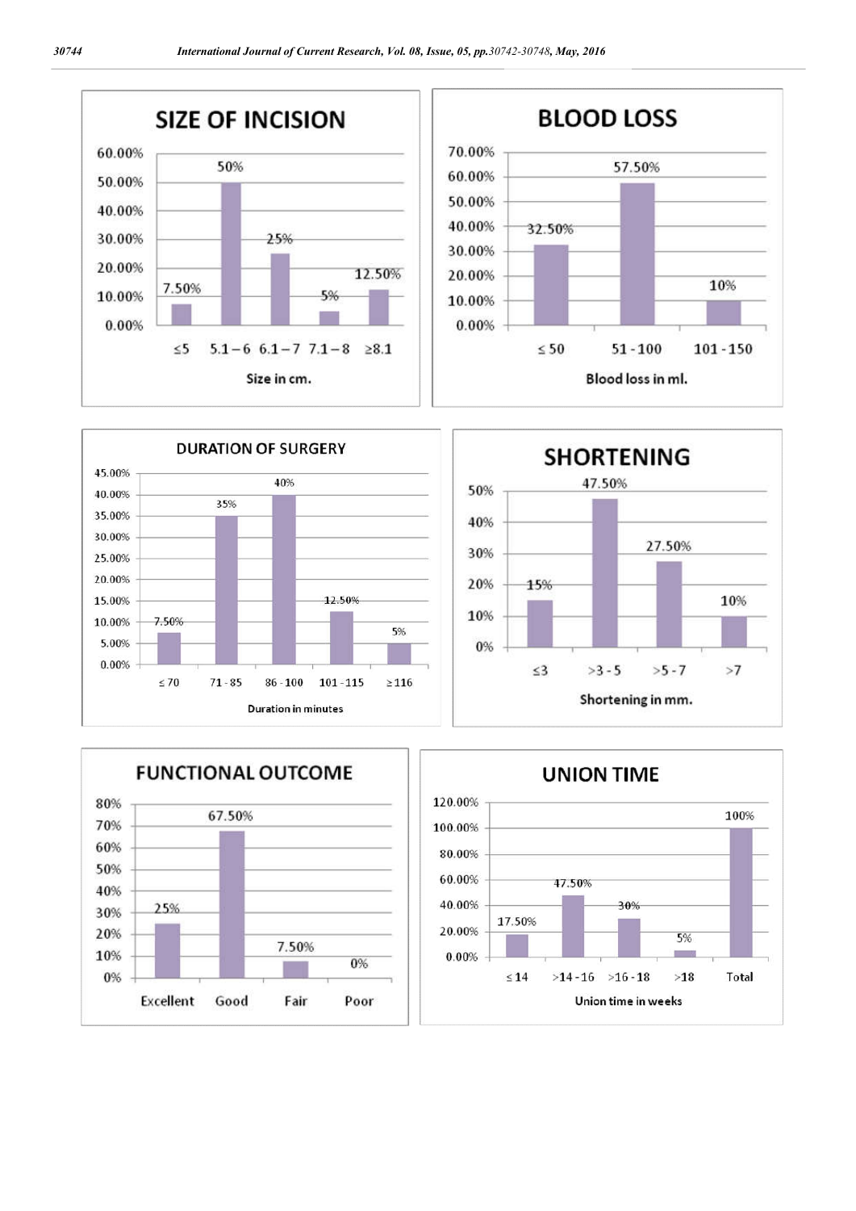## SIZE OF INCISION

| Size in cm. | Percentage |
|---|---|
| ≤5 | 7.50% |
| 5.1 – 6 | 50% |
| 6.1 – 7 | 25% |
| 7.1 – 8 | 5% |
| ≥8.1 | 12.50% |

## BLOOD LOSS

| Blood loss in ml. | Percentage |
|---|---|
| ≤ 50 | 32.50% |
| 51 - 100 | 57.50% |
| 101 - 150 | 10% |

## DURATION OF SURGERY

| Duration in minutes | Percentage |
|---|---|
| ≤ 70 | 7.50% |
| 71 - 85 | 35% |
| 86 - 100 | 40% |
| 101 - 115 | 12.50% |
| ≥ 116 | 5% |

## SHORTENING

| Shortening in mm. | Percentage |
|---|---|
| ≤3 | 15% |
| >3 - 5 | 47.50% |
| >5 - 7 | 27.50% |
| >7 | 10% |

## FUNCTIONAL OUTCOME

| Outcome | Percentage |
|---|---|
| Excellent | 25% |
| Good | 67.50% |
| Fair | 7.50% |
| Poor | 0% |

## UNION TIME

| Union time in weeks | Percentage |
|---|---|
| ≤ 14 | 17.50% |
| >14 - 16 | 47.50% |
| >16 - 18 | 30% |
| >18 | 5% |
| Total | 100% |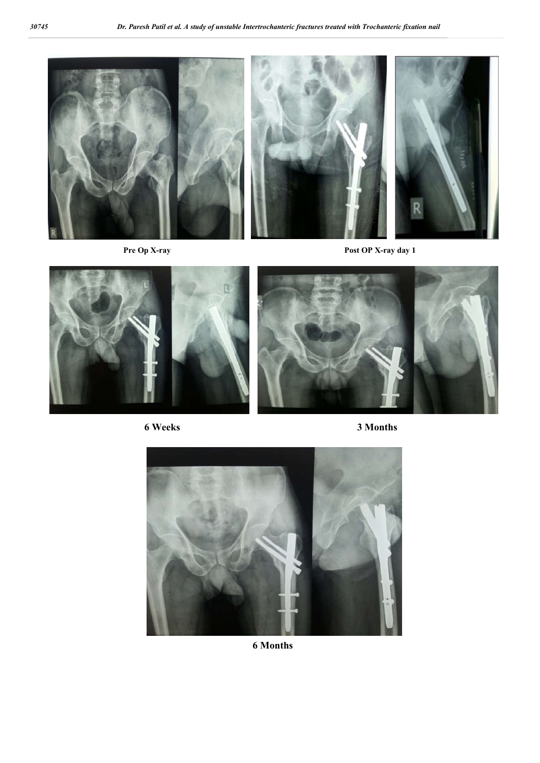Pre Op X-ray

Post OP X-ray day 1

6 Weeks

3 Months

6 Months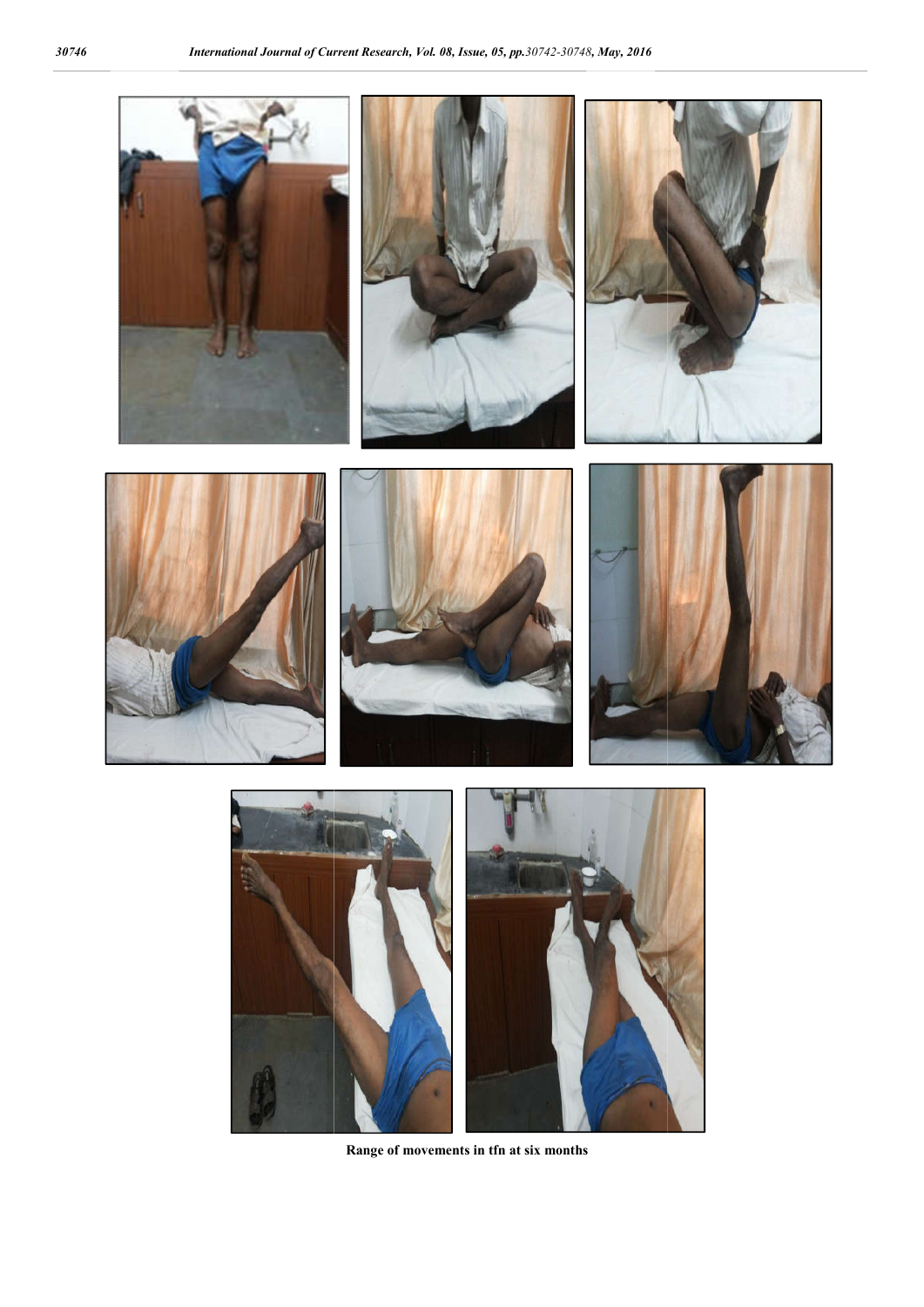Range of movements in tfn at six months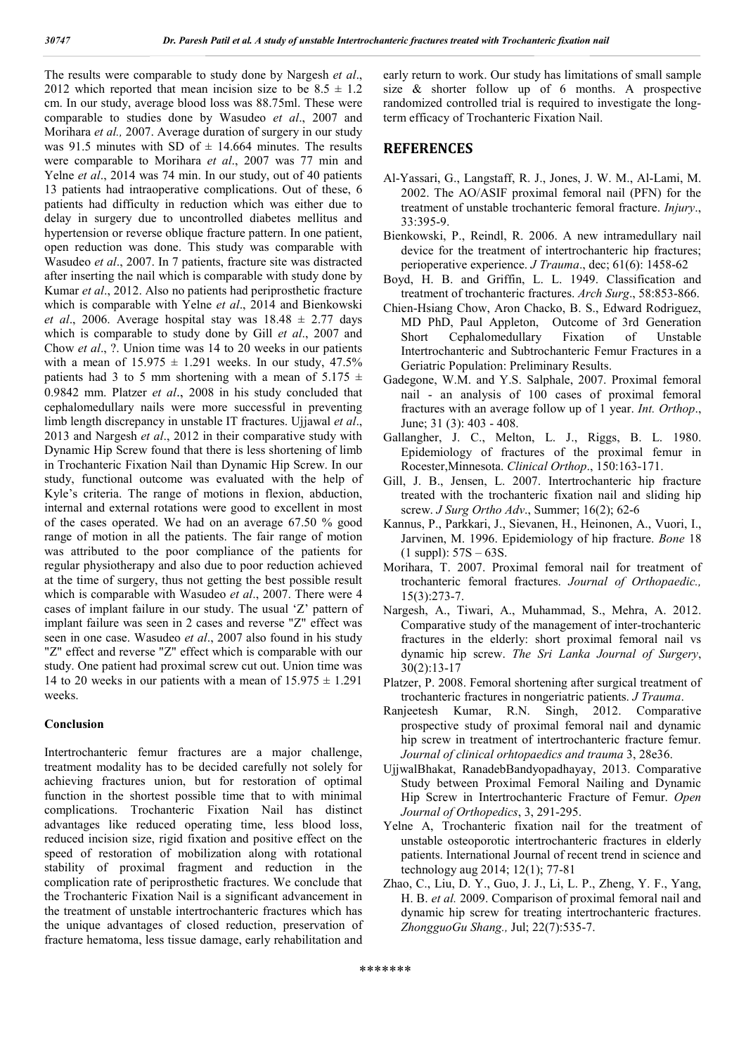The results were comparable to study done by Nargesh *et al*., 2012 which reported that mean incision size to be 8.5 ± 1.2 cm. In our study, average blood loss was 88.75ml. These were comparable to studies done by Wasudeo *et al*., 2007 and Morihara *et al.,* 2007. Average duration of surgery in our study was 91.5 minutes with SD of ± 14.664 minutes. The results were comparable to Morihara *et al*., 2007 was 77 min and Yelne *et al*., 2014 was 74 min. In our study, out of 40 patients 13 patients had intraoperative complications. Out of these, 6 patients had difficulty in reduction which was either due to delay in surgery due to uncontrolled diabetes mellitus and hypertension or reverse oblique fracture pattern. In one patient, open reduction was done. This study was comparable with Wasudeo *et al*., 2007. In 7 patients, fracture site was distracted after inserting the nail which is comparable with study done by Kumar *et al*., 2012. Also no patients had periprosthetic fracture which is comparable with Yelne *et al*., 2014 and Bienkowski *et al*., 2006. Average hospital stay was 18.48 ± 2.77 days which is comparable to study done by Gill *et al*., 2007 and Chow *et al*., ?. Union time was 14 to 20 weeks in our patients with a mean of 15.975 ± 1.291 weeks. In our study, 47.5% patients had 3 to 5 mm shortening with a mean of 5.175 ± 0.9842 mm. Platzer *et al*., 2008 in his study concluded that cephalomedullary nails were more successful in preventing limb length discrepancy in unstable IT fractures. Ujjawal *et al*., 2013 and Nargesh *et al*., 2012 in their comparative study with Dynamic Hip Screw found that there is less shortening of limb in Trochanteric Fixation Nail than Dynamic Hip Screw. In our study, functional outcome was evaluated with the help of Kyle's criteria. The range of motions in flexion, abduction, internal and external rotations were good to excellent in most of the cases operated. We had on an average 67.50 % good range of motion in all the patients. The fair range of motion was attributed to the poor compliance of the patients for regular physiotherapy and also due to poor reduction achieved at the time of surgery, thus not getting the best possible result which is comparable with Wasudeo *et al*., 2007. There were 4 cases of implant failure in our study. The usual 'Z' pattern of implant failure was seen in 2 cases and reverse "Z" effect was seen in one case. Wasudeo *et al*., 2007 also found in his study "Z" effect and reverse "Z" effect which is comparable with our study. One patient had proximal screw cut out. Union time was 14 to 20 weeks in our patients with a mean of 15.975 ± 1.291 weeks.

### Conclusion

Intertrochanteric femur fractures are a major challenge, treatment modality has to be decided carefully not solely for achieving fractures union, but for restoration of optimal function in the shortest possible time that to with minimal complications. Trochanteric Fixation Nail has distinct advantages like reduced operating time, less blood loss, reduced incision size, rigid fixation and positive effect on the speed of restoration of mobilization along with rotational stability of proximal fragment and reduction in the complication rate of periprosthetic fractures. We conclude that the Trochanteric Fixation Nail is a significant advancement in the treatment of unstable intertrochanteric fractures which has the unique advantages of closed reduction, preservation of fracture hematoma, less tissue damage, early rehabilitation and early return to work. Our study has limitations of small sample size & shorter follow up of 6 months. A prospective randomized controlled trial is required to investigate the long-term efficacy of Trochanteric Fixation Nail.

## REFERENCES

Al-Yassari, G., Langstaff, R. J., Jones, J. W. M., Al-Lami, M. 2002. The AO/ASIF proximal femoral nail (PFN) for the treatment of unstable trochanteric femoral fracture. *Injury*., 33:395-9.

Bienkowski, P., Reindl, R. 2006. A new intramedullary nail device for the treatment of intertrochanteric hip fractures; perioperative experience. *J Trauma*., dec; 61(6): 1458-62

Boyd, H. B. and Griffin, L. L. 1949. Classification and treatment of trochanteric fractures. *Arch Surg*., 58:853-866.

Chien-Hsiang Chow, Aron Chacko, B. S., Edward Rodriguez, MD PhD, Paul Appleton, Outcome of 3rd Generation Short Cephalomedullary Fixation of Unstable Intertrochanteric and Subtrochanteric Femur Fractures in a Geriatric Population: Preliminary Results.

Gadegone, W.M. and Y.S. Salphale, 2007. Proximal femoral nail - an analysis of 100 cases of proximal femoral fractures with an average follow up of 1 year. *Int. Orthop*., June; 31 (3): 403 - 408.

Gallangher, J. C., Melton, L. J., Riggs, B. L. 1980. Epidemiology of fractures of the proximal femur in Rocester,Minnesota. *Clinical Orthop*., 150:163-171.

Gill, J. B., Jensen, L. 2007. Intertrochanteric hip fracture treated with the trochanteric fixation nail and sliding hip screw. *J Surg Ortho Adv*., Summer; 16(2); 62-6

Kannus, P., Parkkari, J., Sievanen, H., Heinonen, A., Vuori, I., Jarvinen, M. 1996. Epidemiology of hip fracture. *Bone* 18 (1 suppl): 57S – 63S.

Morihara, T. 2007. Proximal femoral nail for treatment of trochanteric femoral fractures. *Journal of Orthopaedic.,* 15(3):273-7.

Nargesh, A., Tiwari, A., Muhammad, S., Mehra, A. 2012. Comparative study of the management of inter-trochanteric fractures in the elderly: short proximal femoral nail vs dynamic hip screw. *The Sri Lanka Journal of Surgery*, 30(2):13-17

Platzer, P. 2008. Femoral shortening after surgical treatment of trochanteric fractures in nongeriatric patients. *J Trauma*.

Ranjeetesh Kumar, R.N. Singh, 2012. Comparative prospective study of proximal femoral nail and dynamic hip screw in treatment of intertrochanteric fracture femur. *Journal of clinical orhtopaedics and trauma* 3, 28e36.

UjjwalBhakat, RanadebBandyopadhayay, 2013. Comparative Study between Proximal Femoral Nailing and Dynamic Hip Screw in Intertrochanteric Fracture of Femur. *Open Journal of Orthopedics*, 3, 291-295.

Yelne A, Trochanteric fixation nail for the treatment of unstable osteoporotic intertrochanteric fractures in elderly patients. International Journal of recent trend in science and technology aug 2014; 12(1); 77-81

Zhao, C., Liu, D. Y., Guo, J. J., Li, L. P., Zheng, Y. F., Yang, H. B. *et al.* 2009. Comparison of proximal femoral nail and dynamic hip screw for treating intertrochanteric fractures. *ZhongguoGu Shang.,* Jul; 22(7):535-7.

\*\*\*\*\*\*\*